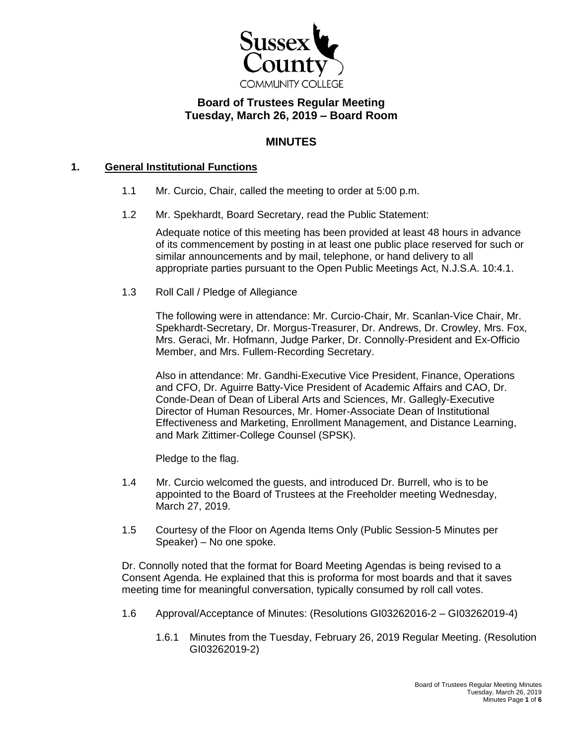Sussex County COMMUNITY COLLEGE

# Board of Trustees Regular Meeting
## Tuesday, March 26, 2019 – Board Room

## MINUTES

### 1. General Institutional Functions

1.1 Mr. Curcio, Chair, called the meeting to order at 5:00 p.m.

1.2 Mr. Spekhardt, Board Secretary, read the Public Statement:

Adequate notice of this meeting has been provided at least 48 hours in advance of its commencement by posting in at least one public place reserved for such or similar announcements and by mail, telephone, or hand delivery to all appropriate parties pursuant to the Open Public Meetings Act, N.J.S.A. 10:4.1.

1.3 Roll Call / Pledge of Allegiance

The following were in attendance: Mr. Curcio-Chair, Mr. Scanlan-Vice Chair, Mr. Spekhardt-Secretary, Dr. Morgus-Treasurer, Dr. Andrews, Dr. Crowley, Mrs. Fox, Mrs. Geraci, Mr. Hofmann, Judge Parker, Dr. Connolly-President and Ex-Officio Member, and Mrs. Fullem-Recording Secretary.

Also in attendance: Mr. Gandhi-Executive Vice President, Finance, Operations and CFO, Dr. Aguirre Batty-Vice President of Academic Affairs and CAO, Dr. Conde-Dean of Dean of Liberal Arts and Sciences, Mr. Gallegly-Executive Director of Human Resources, Mr. Homer-Associate Dean of Institutional Effectiveness and Marketing, Enrollment Management, and Distance Learning, and Mark Zittimer-College Counsel (SPSK).

Pledge to the flag.

1.4 Mr. Curcio welcomed the guests, and introduced Dr. Burrell, who is to be appointed to the Board of Trustees at the Freeholder meeting Wednesday, March 27, 2019.

1.5 Courtesy of the Floor on Agenda Items Only (Public Session-5 Minutes per Speaker) – No one spoke.

Dr. Connolly noted that the format for Board Meeting Agendas is being revised to a Consent Agenda. He explained that this is proforma for most boards and that it saves meeting time for meaningful conversation, typically consumed by roll call votes.

1.6 Approval/Acceptance of Minutes: (Resolutions GI03262016-2 – GI03262019-4)

1.6.1 Minutes from the Tuesday, February 26, 2019 Regular Meeting. (Resolution GI03262019-2)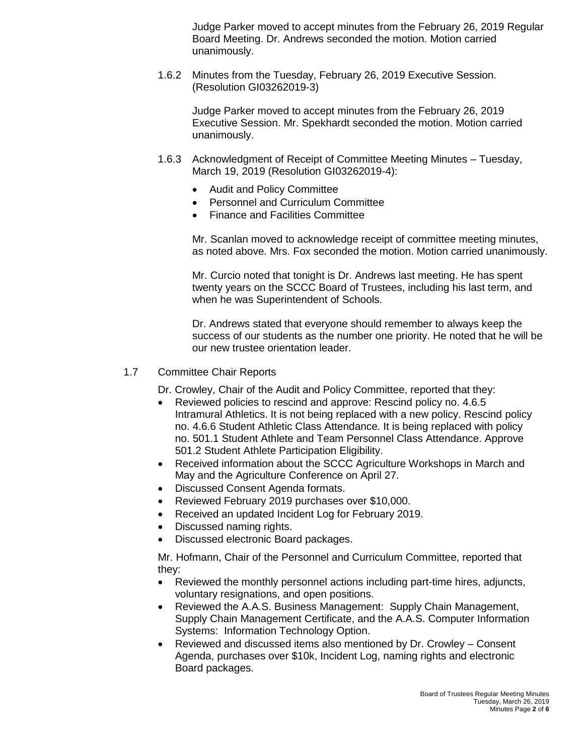Judge Parker moved to accept minutes from the February 26, 2019 Regular Board Meeting. Dr. Andrews seconded the motion. Motion carried unanimously.

1.6.2 Minutes from the Tuesday, February 26, 2019 Executive Session. (Resolution GI03262019-3)

Judge Parker moved to accept minutes from the February 26, 2019 Executive Session. Mr. Spekhardt seconded the motion. Motion carried unanimously.

1.6.3 Acknowledgment of Receipt of Committee Meeting Minutes – Tuesday, March 19, 2019 (Resolution GI03262019-4):

- Audit and Policy Committee
- Personnel and Curriculum Committee
- Finance and Facilities Committee

Mr. Scanlan moved to acknowledge receipt of committee meeting minutes, as noted above. Mrs. Fox seconded the motion. Motion carried unanimously.

Mr. Curcio noted that tonight is Dr. Andrews last meeting. He has spent twenty years on the SCCC Board of Trustees, including his last term, and when he was Superintendent of Schools.

Dr. Andrews stated that everyone should remember to always keep the success of our students as the number one priority. He noted that he will be our new trustee orientation leader.

1.7 Committee Chair Reports

Dr. Crowley, Chair of the Audit and Policy Committee, reported that they:

- Reviewed policies to rescind and approve: Rescind policy no. 4.6.5 Intramural Athletics. It is not being replaced with a new policy. Rescind policy no. 4.6.6 Student Athletic Class Attendance. It is being replaced with policy no. 501.1 Student Athlete and Team Personnel Class Attendance. Approve 501.2 Student Athlete Participation Eligibility.
- Received information about the SCCC Agriculture Workshops in March and May and the Agriculture Conference on April 27.
- Discussed Consent Agenda formats.
- Reviewed February 2019 purchases over $10,000.
- Received an updated Incident Log for February 2019.
- Discussed naming rights.
- Discussed electronic Board packages.

Mr. Hofmann, Chair of the Personnel and Curriculum Committee, reported that they:

- Reviewed the monthly personnel actions including part-time hires, adjuncts, voluntary resignations, and open positions.
- Reviewed the A.A.S. Business Management: Supply Chain Management, Supply Chain Management Certificate, and the A.A.S. Computer Information Systems: Information Technology Option.
- Reviewed and discussed items also mentioned by Dr. Crowley – Consent Agenda, purchases over $10k, Incident Log, naming rights and electronic Board packages.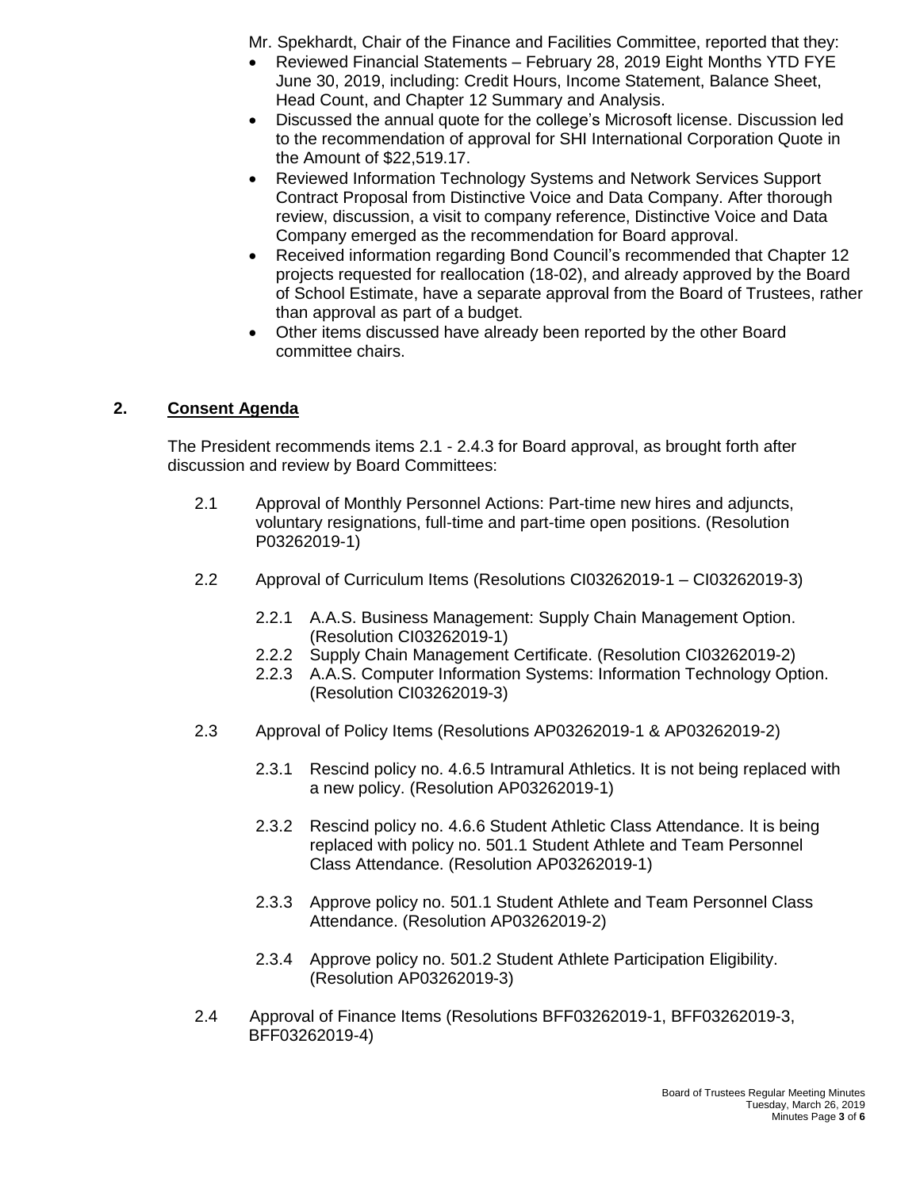Mr. Spekhardt, Chair of the Finance and Facilities Committee, reported that they:

- Reviewed Financial Statements – February 28, 2019 Eight Months YTD FYE June 30, 2019, including: Credit Hours, Income Statement, Balance Sheet, Head Count, and Chapter 12 Summary and Analysis.
- Discussed the annual quote for the college's Microsoft license. Discussion led to the recommendation of approval for SHI International Corporation Quote in the Amount of $22,519.17.
- Reviewed Information Technology Systems and Network Services Support Contract Proposal from Distinctive Voice and Data Company. After thorough review, discussion, a visit to company reference, Distinctive Voice and Data Company emerged as the recommendation for Board approval.
- Received information regarding Bond Council's recommended that Chapter 12 projects requested for reallocation (18-02), and already approved by the Board of School Estimate, have a separate approval from the Board of Trustees, rather than approval as part of a budget.
- Other items discussed have already been reported by the other Board committee chairs.

## 2. <u>Consent Agenda</u>

The President recommends items 2.1 - 2.4.3 for Board approval, as brought forth after discussion and review by Board Committees:

2.1 Approval of Monthly Personnel Actions: Part-time new hires and adjuncts, voluntary resignations, full-time and part-time open positions. (Resolution P03262019-1)

2.2 Approval of Curriculum Items (Resolutions CI03262019-1 – CI03262019-3)

2.2.1 A.A.S. Business Management: Supply Chain Management Option. (Resolution CI03262019-1)

2.2.2 Supply Chain Management Certificate. (Resolution CI03262019-2)

2.2.3 A.A.S. Computer Information Systems: Information Technology Option. (Resolution CI03262019-3)

2.3 Approval of Policy Items (Resolutions AP03262019-1 & AP03262019-2)

2.3.1 Rescind policy no. 4.6.5 Intramural Athletics. It is not being replaced with a new policy. (Resolution AP03262019-1)

2.3.2 Rescind policy no. 4.6.6 Student Athletic Class Attendance. It is being replaced with policy no. 501.1 Student Athlete and Team Personnel Class Attendance. (Resolution AP03262019-1)

2.3.3 Approve policy no. 501.1 Student Athlete and Team Personnel Class Attendance. (Resolution AP03262019-2)

2.3.4 Approve policy no. 501.2 Student Athlete Participation Eligibility. (Resolution AP03262019-3)

2.4 Approval of Finance Items (Resolutions BFF03262019-1, BFF03262019-3, BFF03262019-4)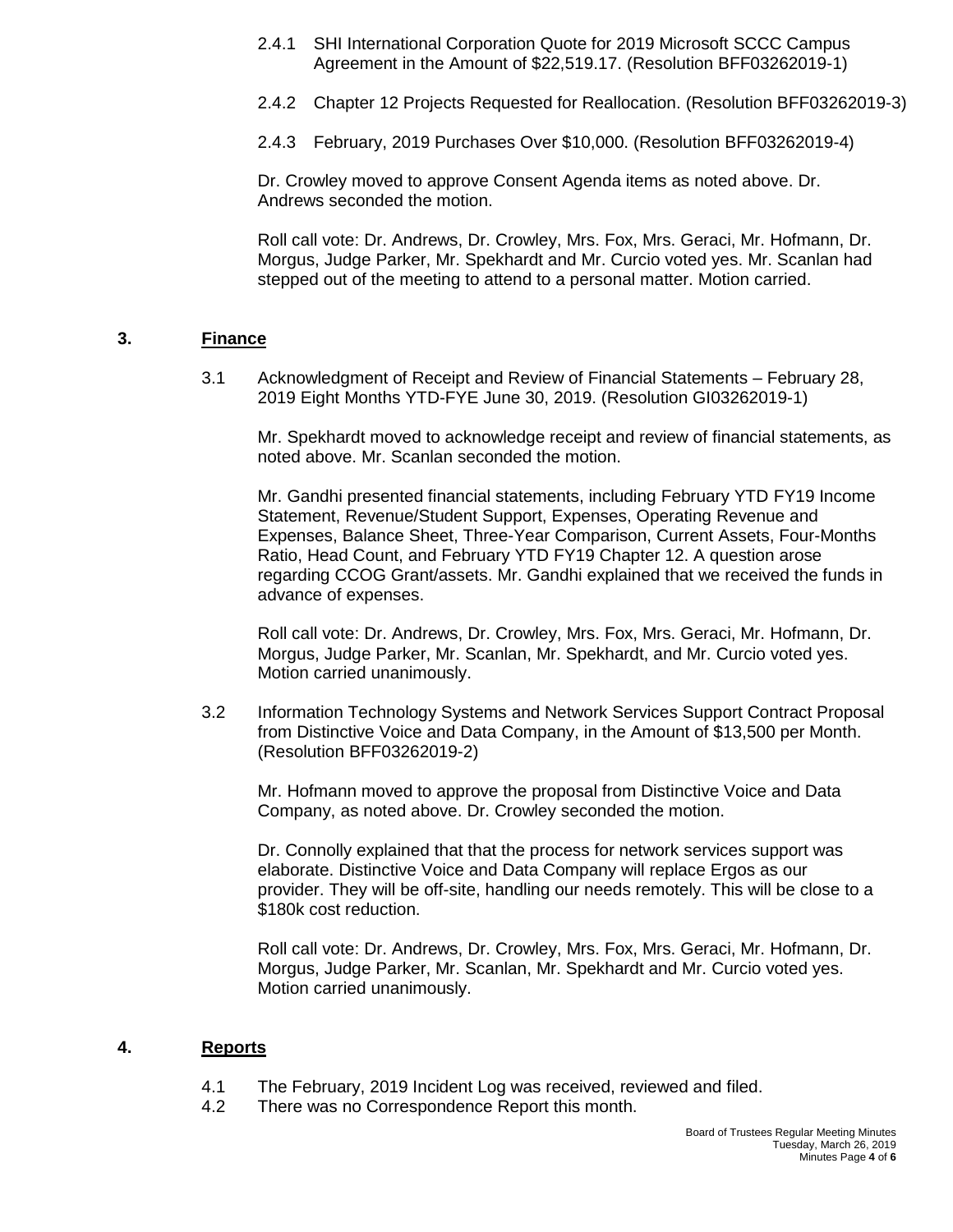2.4.1 SHI International Corporation Quote for 2019 Microsoft SCCC Campus Agreement in the Amount of $22,519.17. (Resolution BFF03262019-1)

2.4.2 Chapter 12 Projects Requested for Reallocation. (Resolution BFF03262019-3)

2.4.3 February, 2019 Purchases Over $10,000. (Resolution BFF03262019-4)

Dr. Crowley moved to approve Consent Agenda items as noted above. Dr. Andrews seconded the motion.

Roll call vote: Dr. Andrews, Dr. Crowley, Mrs. Fox, Mrs. Geraci, Mr. Hofmann, Dr. Morgus, Judge Parker, Mr. Spekhardt and Mr. Curcio voted yes. Mr. Scanlan had stepped out of the meeting to attend to a personal matter. Motion carried.

## 3. Finance

3.1 Acknowledgment of Receipt and Review of Financial Statements – February 28, 2019 Eight Months YTD-FYE June 30, 2019. (Resolution GI03262019-1)

Mr. Spekhardt moved to acknowledge receipt and review of financial statements, as noted above. Mr. Scanlan seconded the motion.

Mr. Gandhi presented financial statements, including February YTD FY19 Income Statement, Revenue/Student Support, Expenses, Operating Revenue and Expenses, Balance Sheet, Three-Year Comparison, Current Assets, Four-Months Ratio, Head Count, and February YTD FY19 Chapter 12. A question arose regarding CCOG Grant/assets. Mr. Gandhi explained that we received the funds in advance of expenses.

Roll call vote: Dr. Andrews, Dr. Crowley, Mrs. Fox, Mrs. Geraci, Mr. Hofmann, Dr. Morgus, Judge Parker, Mr. Scanlan, Mr. Spekhardt, and Mr. Curcio voted yes. Motion carried unanimously.

3.2 Information Technology Systems and Network Services Support Contract Proposal from Distinctive Voice and Data Company, in the Amount of $13,500 per Month. (Resolution BFF03262019-2)

Mr. Hofmann moved to approve the proposal from Distinctive Voice and Data Company, as noted above. Dr. Crowley seconded the motion.

Dr. Connolly explained that that the process for network services support was elaborate. Distinctive Voice and Data Company will replace Ergos as our provider. They will be off-site, handling our needs remotely. This will be close to a $180k cost reduction.

Roll call vote: Dr. Andrews, Dr. Crowley, Mrs. Fox, Mrs. Geraci, Mr. Hofmann, Dr. Morgus, Judge Parker, Mr. Scanlan, Mr. Spekhardt and Mr. Curcio voted yes. Motion carried unanimously.

## 4. Reports

4.1 The February, 2019 Incident Log was received, reviewed and filed.

4.2 There was no Correspondence Report this month.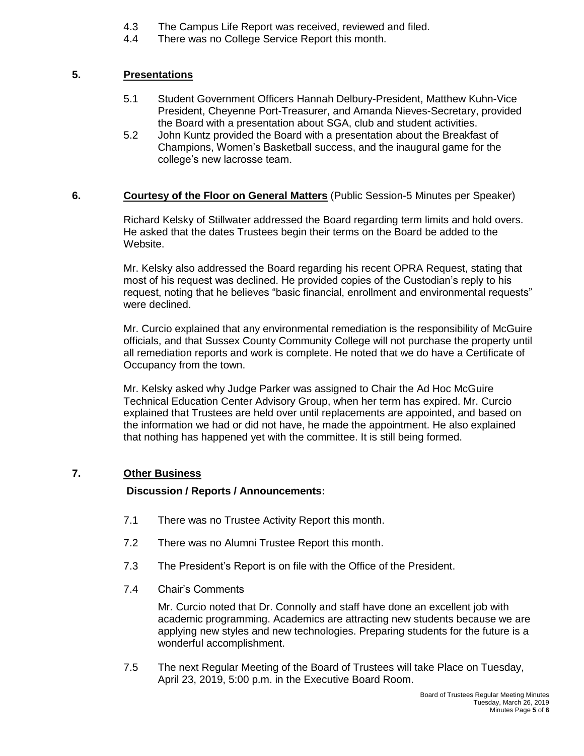4.3 The Campus Life Report was received, reviewed and filed.
4.4 There was no College Service Report this month.

## 5. Presentations

5.1 Student Government Officers Hannah Delbury-President, Matthew Kuhn-Vice President, Cheyenne Port-Treasurer, and Amanda Nieves-Secretary, provided the Board with a presentation about SGA, club and student activities.

5.2 John Kuntz provided the Board with a presentation about the Breakfast of Champions, Women's Basketball success, and the inaugural game for the college's new lacrosse team.

## 6. Courtesy of the Floor on General Matters (Public Session-5 Minutes per Speaker)

Richard Kelsky of Stillwater addressed the Board regarding term limits and hold overs. He asked that the dates Trustees begin their terms on the Board be added to the Website.

Mr. Kelsky also addressed the Board regarding his recent OPRA Request, stating that most of his request was declined. He provided copies of the Custodian's reply to his request, noting that he believes "basic financial, enrollment and environmental requests" were declined.

Mr. Curcio explained that any environmental remediation is the responsibility of McGuire officials, and that Sussex County Community College will not purchase the property until all remediation reports and work is complete. He noted that we do have a Certificate of Occupancy from the town.

Mr. Kelsky asked why Judge Parker was assigned to Chair the Ad Hoc McGuire Technical Education Center Advisory Group, when her term has expired. Mr. Curcio explained that Trustees are held over until replacements are appointed, and based on the information we had or did not have, he made the appointment. He also explained that nothing has happened yet with the committee. It is still being formed.

## 7. Other Business

**Discussion / Reports / Announcements:**

7.1 There was no Trustee Activity Report this month.

7.2 There was no Alumni Trustee Report this month.

7.3 The President's Report is on file with the Office of the President.

7.4 Chair's Comments

Mr. Curcio noted that Dr. Connolly and staff have done an excellent job with academic programming. Academics are attracting new students because we are applying new styles and new technologies. Preparing students for the future is a wonderful accomplishment.

7.5 The next Regular Meeting of the Board of Trustees will take Place on Tuesday, April 23, 2019, 5:00 p.m. in the Executive Board Room.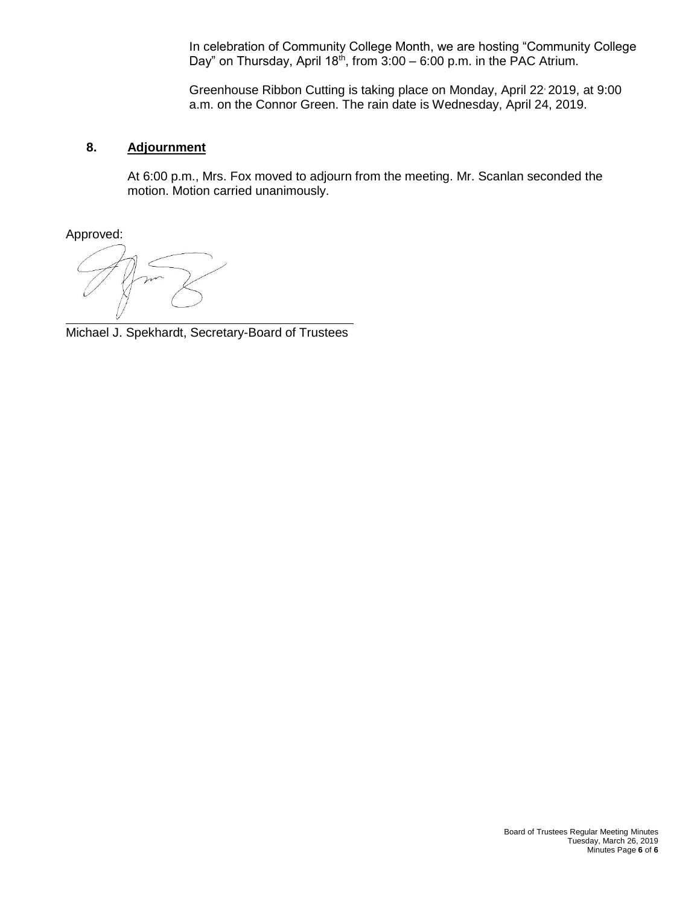In celebration of Community College Month, we are hosting "Community College Day" on Thursday, April 18th, from 3:00 – 6:00 p.m. in the PAC Atrium.

Greenhouse Ribbon Cutting is taking place on Monday, April 22, 2019, at 9:00 a.m. on the Connor Green. The rain date is Wednesday, April 24, 2019.

## 8. Adjournment

At 6:00 p.m., Mrs. Fox moved to adjourn from the meeting. Mr. Scanlan seconded the motion. Motion carried unanimously.

Approved:

Michael J. Spekhardt, Secretary-Board of Trustees